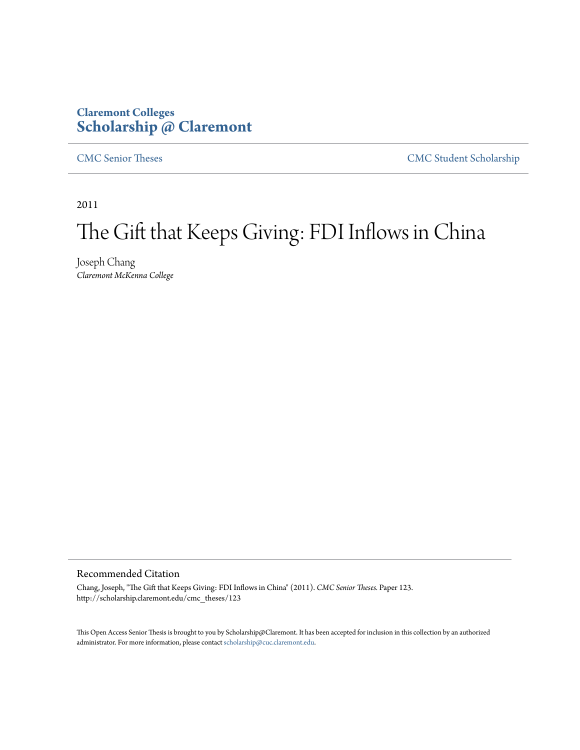**Claremont Colleges**
**Scholarship @ Claremont**

CMC Senior Theses | CMC Student Scholarship

2011

# The Gift that Keeps Giving: FDI Inflows in China

Joseph Chang
*Claremont McKenna College*

## Recommended Citation

Chang, Joseph, "The Gift that Keeps Giving: FDI Inflows in China" (2011). *CMC Senior Theses.* Paper 123.
http://scholarship.claremont.edu/cmc_theses/123

This Open Access Senior Thesis is brought to you by Scholarship@Claremont. It has been accepted for inclusion in this collection by an authorized administrator. For more information, please contact scholarship@cuc.claremont.edu.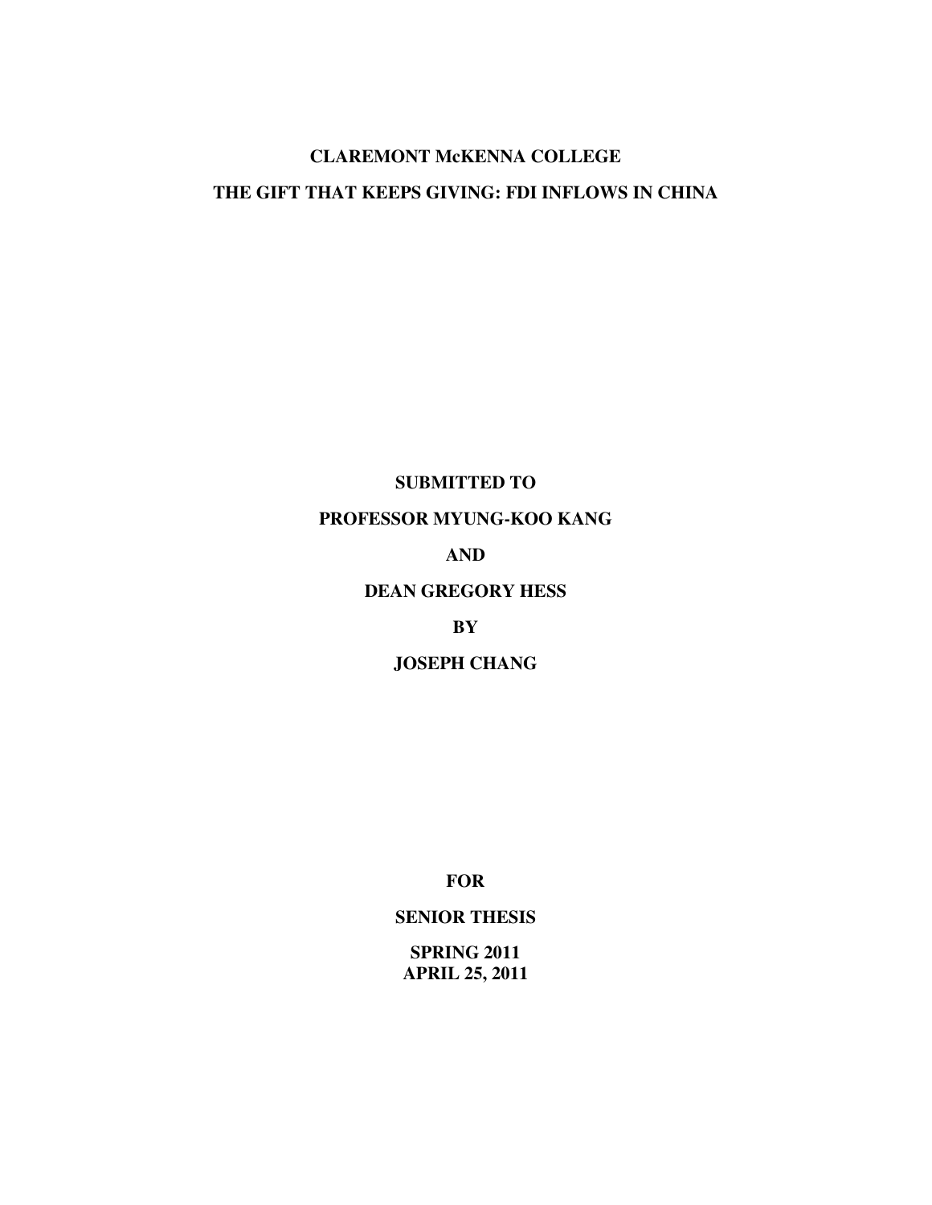**CLAREMONT McKENNA COLLEGE**

**THE GIFT THAT KEEPS GIVING: FDI INFLOWS IN CHINA**

**SUBMITTED TO**

**PROFESSOR MYUNG-KOO KANG**

**AND**

**DEAN GREGORY HESS**

**BY**

**JOSEPH CHANG**

**FOR**

**SENIOR THESIS**

**SPRING 2011**

**APRIL 25, 2011**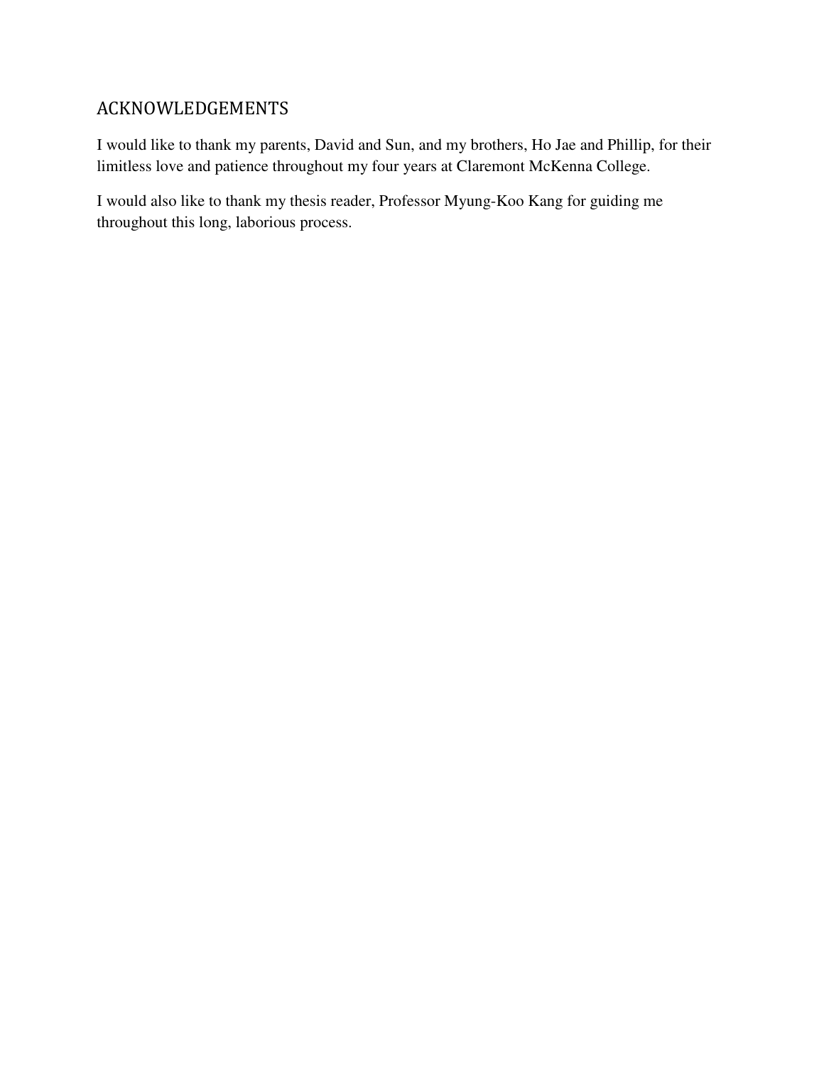# ACKNOWLEDGEMENTS

I would like to thank my parents, David and Sun, and my brothers, Ho Jae and Phillip, for their limitless love and patience throughout my four years at Claremont McKenna College.

I would also like to thank my thesis reader, Professor Myung-Koo Kang for guiding me throughout this long, laborious process.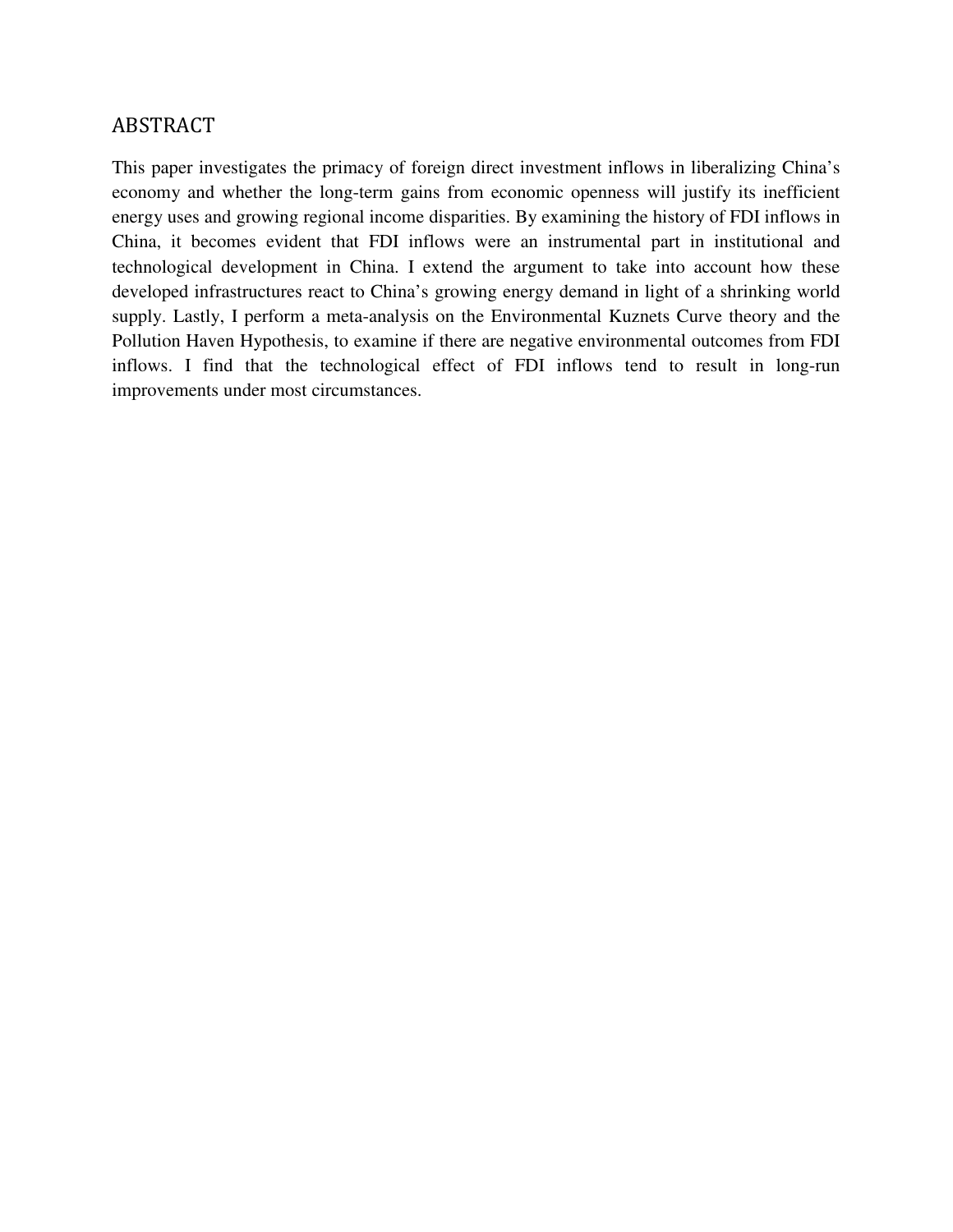## ABSTRACT

This paper investigates the primacy of foreign direct investment inflows in liberalizing China's economy and whether the long-term gains from economic openness will justify its inefficient energy uses and growing regional income disparities. By examining the history of FDI inflows in China, it becomes evident that FDI inflows were an instrumental part in institutional and technological development in China. I extend the argument to take into account how these developed infrastructures react to China's growing energy demand in light of a shrinking world supply. Lastly, I perform a meta-analysis on the Environmental Kuznets Curve theory and the Pollution Haven Hypothesis, to examine if there are negative environmental outcomes from FDI inflows. I find that the technological effect of FDI inflows tend to result in long-run improvements under most circumstances.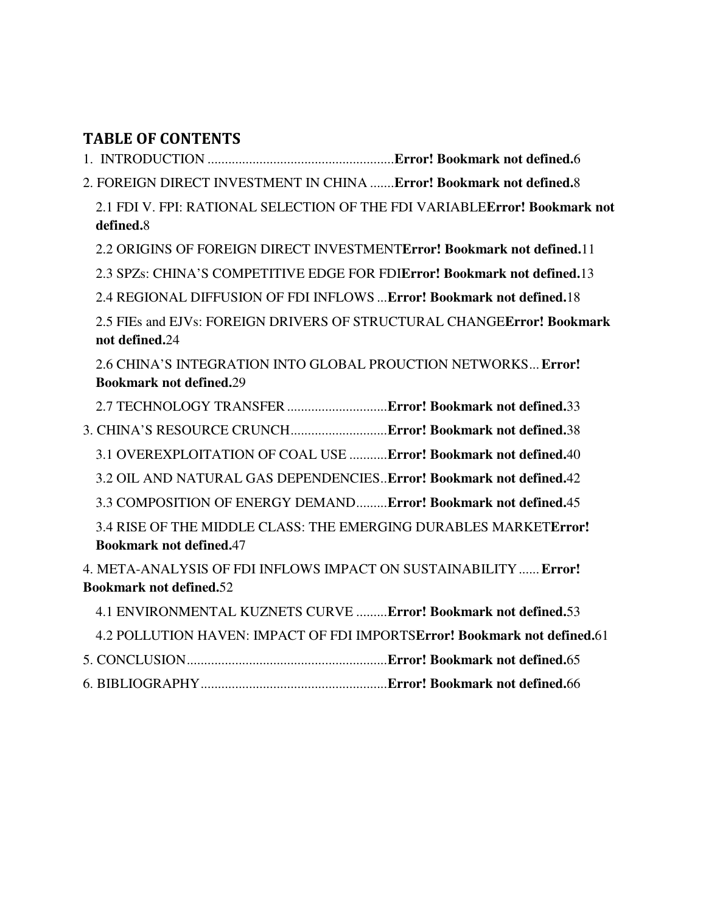## TABLE OF CONTENTS

1. INTRODUCTION ...................................................... **Error! Bookmark not defined.** 6

2. FOREIGN DIRECT INVESTMENT IN CHINA ....... **Error! Bookmark not defined.** 8

   2.1 FDI V. FPI: RATIONAL SELECTION OF THE FDI VARIABLE **Error! Bookmark not defined.** 8

   2.2 ORIGINS OF FOREIGN DIRECT INVESTMENT **Error! Bookmark not defined.** 11

   2.3 SPZs: CHINA'S COMPETITIVE EDGE FOR FDI **Error! Bookmark not defined.** 13

   2.4 REGIONAL DIFFUSION OF FDI INFLOWS ... **Error! Bookmark not defined.** 18

   2.5 FIEs and EJVs: FOREIGN DRIVERS OF STRUCTURAL CHANGE **Error! Bookmark not defined.** 24

   2.6 CHINA'S INTEGRATION INTO GLOBAL PROUCTION NETWORKS ... **Error! Bookmark not defined.** 29

   2.7 TECHNOLOGY TRANSFER ............................. **Error! Bookmark not defined.** 33

3. CHINA'S RESOURCE CRUNCH ............................ **Error! Bookmark not defined.** 38

   3.1 OVEREXPLOITATION OF COAL USE ........... **Error! Bookmark not defined.** 40

   3.2 OIL AND NATURAL GAS DEPENDENCIES .. **Error! Bookmark not defined.** 42

   3.3 COMPOSITION OF ENERGY DEMAND ......... **Error! Bookmark not defined.** 45

   3.4 RISE OF THE MIDDLE CLASS: THE EMERGING DURABLES MARKET **Error! Bookmark not defined.** 47

4. META-ANALYSIS OF FDI INFLOWS IMPACT ON SUSTAINABILITY ...... **Error! Bookmark not defined.** 52

   4.1 ENVIRONMENTAL KUZNETS CURVE ......... **Error! Bookmark not defined.** 53

   4.2 POLLUTION HAVEN: IMPACT OF FDI IMPORTS **Error! Bookmark not defined.** 61

5. CONCLUSION .......................................................... **Error! Bookmark not defined.** 65

6. BIBLIOGRAPHY ...................................................... **Error! Bookmark not defined.** 66